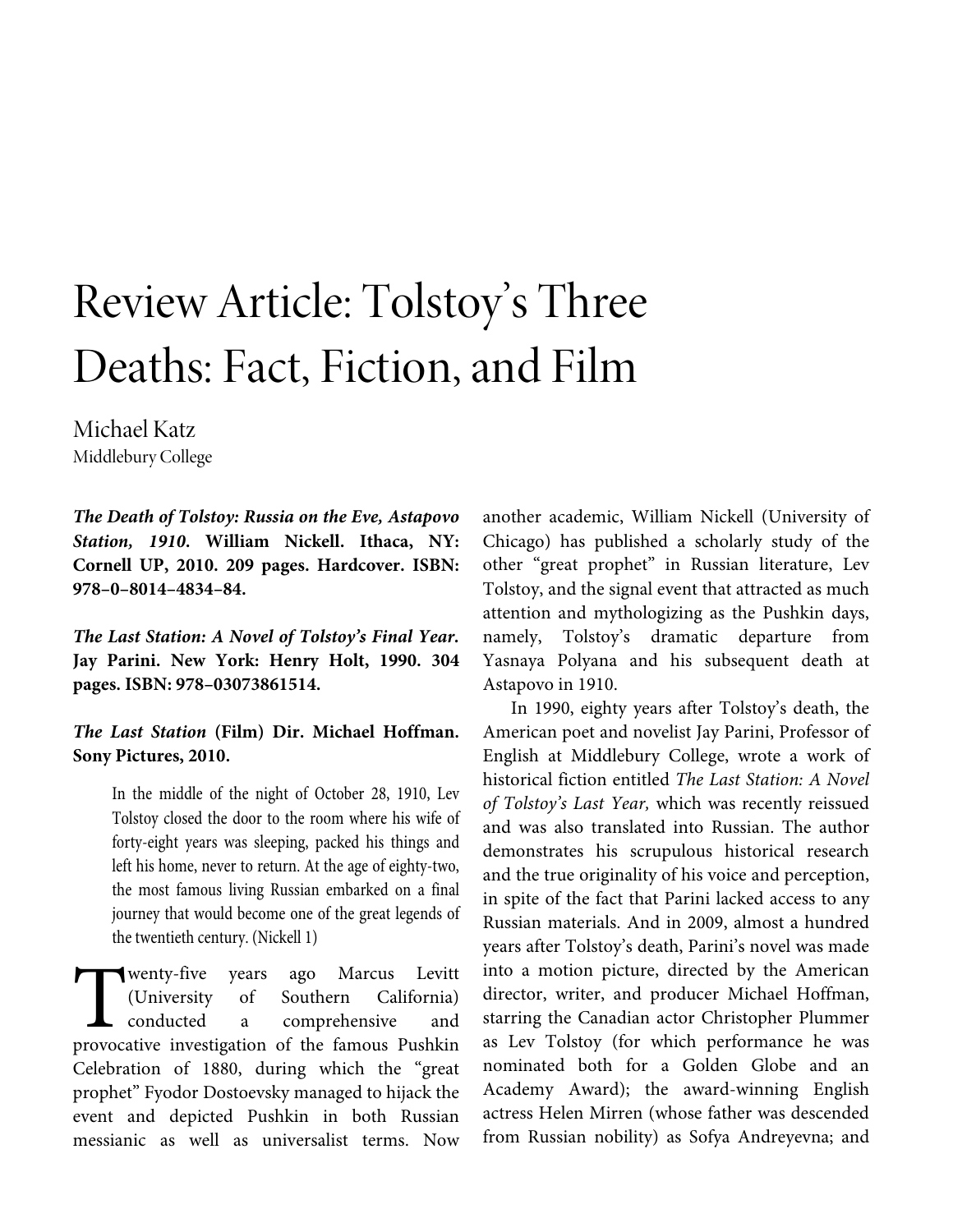// Transcribed exactly as printed, including the title "A Novel of Tolstoy's Final Year" in the bibliographic entry versus "Last Year" in the body text, and the ISBN formatting.
# Review Article: Tolstoy's Three Deaths: Fact, Fiction, and Film

Michael Katz
Middlebury College

***The Death of Tolstoy: Russia on the Eve, Astapovo Station, 1910*. William Nickell. Ithaca, NY: Cornell UP, 2010. 209 pages. Hardcover. ISBN: 978–0–8014–4834–84.**

***The Last Station: A Novel of Tolstoy's Final Year*. Jay Parini. New York: Henry Holt, 1990. 304 pages. ISBN: 978–03073861514.**

***The Last Station* (Film) Dir. Michael Hoffman. Sony Pictures, 2010.**

> In the middle of the night of October 28, 1910, Lev Tolstoy closed the door to the room where his wife of forty-eight years was sleeping, packed his things and left his home, never to return. At the age of eighty-two, the most famous living Russian embarked on a final journey that would become one of the great legends of the twentieth century. (Nickell 1)

Twenty-five years ago Marcus Levitt (University of Southern California) conducted a comprehensive and provocative investigation of the famous Pushkin Celebration of 1880, during which the "great prophet" Fyodor Dostoevsky managed to hijack the event and depicted Pushkin in both Russian messianic as well as universalist terms. Now another academic, William Nickell (University of Chicago) has published a scholarly study of the other "great prophet" in Russian literature, Lev Tolstoy, and the signal event that attracted as much attention and mythologizing as the Pushkin days, namely, Tolstoy's dramatic departure from Yasnaya Polyana and his subsequent death at Astapovo in 1910.

In 1990, eighty years after Tolstoy's death, the American poet and novelist Jay Parini, Professor of English at Middlebury College, wrote a work of historical fiction entitled *The Last Station: A Novel of Tolstoy's Last Year,* which was recently reissued and was also translated into Russian. The author demonstrates his scrupulous historical research and the true originality of his voice and perception, in spite of the fact that Parini lacked access to any Russian materials. And in 2009, almost a hundred years after Tolstoy's death, Parini's novel was made into a motion picture, directed by the American director, writer, and producer Michael Hoffman, starring the Canadian actor Christopher Plummer as Lev Tolstoy (for which performance he was nominated both for a Golden Globe and an Academy Award); the award-winning English actress Helen Mirren (whose father was descended from Russian nobility) as Sofya Andreyevna; and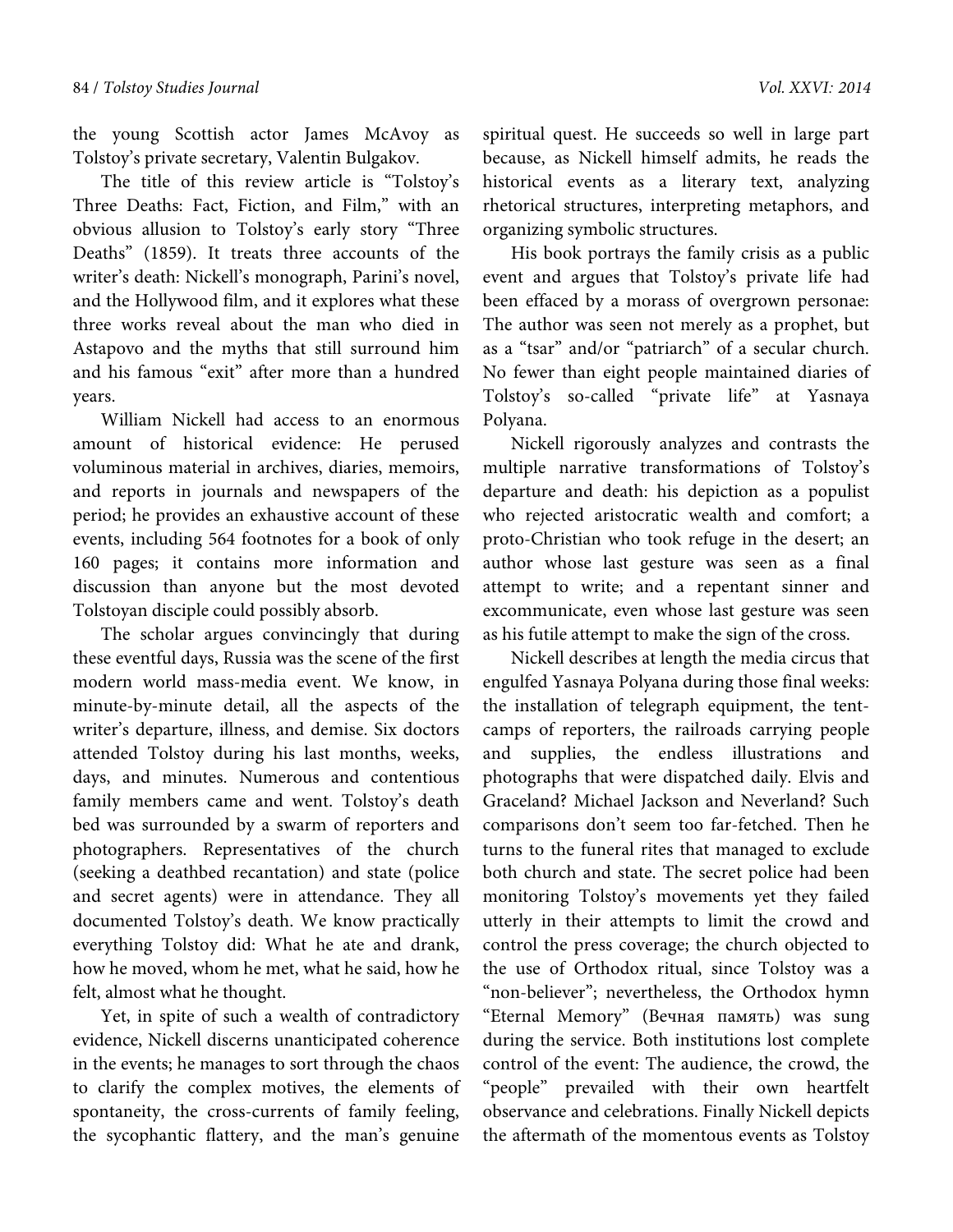the young Scottish actor James McAvoy as Tolstoy's private secretary, Valentin Bulgakov.

The title of this review article is "Tolstoy's Three Deaths: Fact, Fiction, and Film," with an obvious allusion to Tolstoy's early story "Three Deaths" (1859). It treats three accounts of the writer's death: Nickell's monograph, Parini's novel, and the Hollywood film, and it explores what these three works reveal about the man who died in Astapovo and the myths that still surround him and his famous "exit" after more than a hundred years.

William Nickell had access to an enormous amount of historical evidence: He perused voluminous material in archives, diaries, memoirs, and reports in journals and newspapers of the period; he provides an exhaustive account of these events, including 564 footnotes for a book of only 160 pages; it contains more information and discussion than anyone but the most devoted Tolstoyan disciple could possibly absorb.

The scholar argues convincingly that during these eventful days, Russia was the scene of the first modern world mass-media event. We know, in minute-by-minute detail, all the aspects of the writer's departure, illness, and demise. Six doctors attended Tolstoy during his last months, weeks, days, and minutes. Numerous and contentious family members came and went. Tolstoy's death bed was surrounded by a swarm of reporters and photographers. Representatives of the church (seeking a deathbed recantation) and state (police and secret agents) were in attendance. They all documented Tolstoy's death. We know practically everything Tolstoy did: What he ate and drank, how he moved, whom he met, what he said, how he felt, almost what he thought.

Yet, in spite of such a wealth of contradictory evidence, Nickell discerns unanticipated coherence in the events; he manages to sort through the chaos to clarify the complex motives, the elements of spontaneity, the cross-currents of family feeling, the sycophantic flattery, and the man's genuine spiritual quest. He succeeds so well in large part because, as Nickell himself admits, he reads the historical events as a literary text, analyzing rhetorical structures, interpreting metaphors, and organizing symbolic structures.

His book portrays the family crisis as a public event and argues that Tolstoy's private life had been effaced by a morass of overgrown personae: The author was seen not merely as a prophet, but as a "tsar" and/or "patriarch" of a secular church. No fewer than eight people maintained diaries of Tolstoy's so-called "private life" at Yasnaya Polyana.

Nickell rigorously analyzes and contrasts the multiple narrative transformations of Tolstoy's departure and death: his depiction as a populist who rejected aristocratic wealth and comfort; a proto-Christian who took refuge in the desert; an author whose last gesture was seen as a final attempt to write; and a repentant sinner and excommunicate, even whose last gesture was seen as his futile attempt to make the sign of the cross.

Nickell describes at length the media circus that engulfed Yasnaya Polyana during those final weeks: the installation of telegraph equipment, the tent-camps of reporters, the railroads carrying people and supplies, the endless illustrations and photographs that were dispatched daily. Elvis and Graceland? Michael Jackson and Neverland? Such comparisons don't seem too far-fetched. Then he turns to the funeral rites that managed to exclude both church and state. The secret police had been monitoring Tolstoy's movements yet they failed utterly in their attempts to limit the crowd and control the press coverage; the church objected to the use of Orthodox ritual, since Tolstoy was a "non-believer"; nevertheless, the Orthodox hymn "Eternal Memory" (Вечная память) was sung during the service. Both institutions lost complete control of the event: The audience, the crowd, the "people" prevailed with their own heartfelt observance and celebrations. Finally Nickell depicts the aftermath of the momentous events as Tolstoy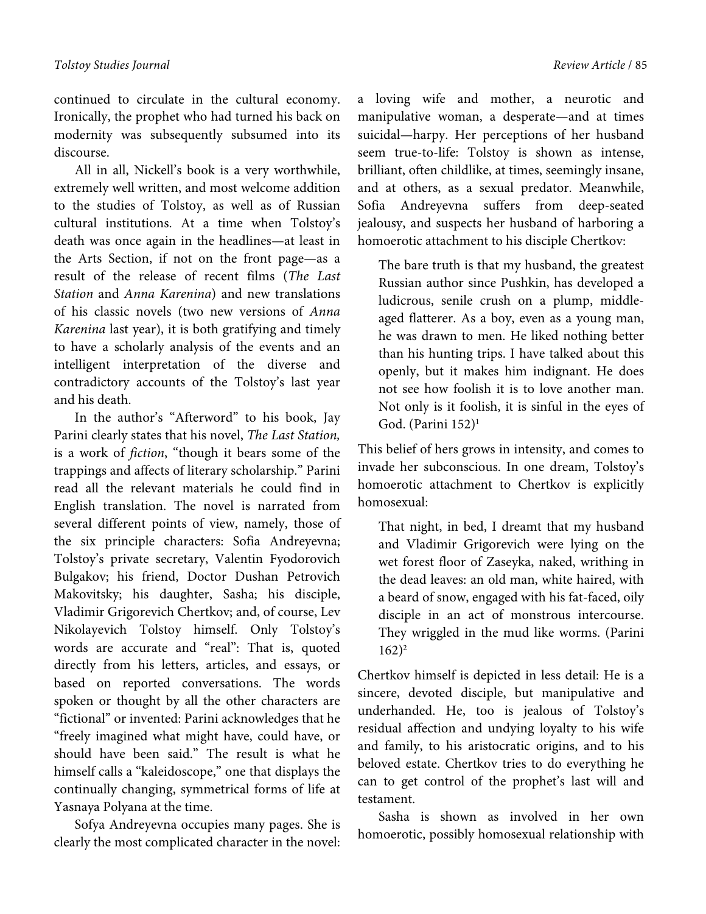continued to circulate in the cultural economy. Ironically, the prophet who had turned his back on modernity was subsequently subsumed into its discourse.

All in all, Nickell's book is a very worthwhile, extremely well written, and most welcome addition to the studies of Tolstoy, as well as of Russian cultural institutions. At a time when Tolstoy's death was once again in the headlines—at least in the Arts Section, if not on the front page—as a result of the release of recent films (*The Last Station* and *Anna Karenina*) and new translations of his classic novels (two new versions of *Anna Karenina* last year), it is both gratifying and timely to have a scholarly analysis of the events and an intelligent interpretation of the diverse and contradictory accounts of the Tolstoy's last year and his death.

In the author's "Afterword" to his book, Jay Parini clearly states that his novel, *The Last Station,* is a work of *fiction*, "though it bears some of the trappings and affects of literary scholarship." Parini read all the relevant materials he could find in English translation. The novel is narrated from several different points of view, namely, those of the six principle characters: Sofia Andreyevna; Tolstoy's private secretary, Valentin Fyodorovich Bulgakov; his friend, Doctor Dushan Petrovich Makovitsky; his daughter, Sasha; his disciple, Vladimir Grigorevich Chertkov; and, of course, Lev Nikolayevich Tolstoy himself. Only Tolstoy's words are accurate and "real": That is, quoted directly from his letters, articles, and essays, or based on reported conversations. The words spoken or thought by all the other characters are "fictional" or invented: Parini acknowledges that he "freely imagined what might have, could have, or should have been said." The result is what he himself calls a "kaleidoscope," one that displays the continually changing, symmetrical forms of life at Yasnaya Polyana at the time.

Sofya Andreyevna occupies many pages. She is clearly the most complicated character in the novel: a loving wife and mother, a neurotic and manipulative woman, a desperate—and at times suicidal—harpy. Her perceptions of her husband seem true-to-life: Tolstoy is shown as intense, brilliant, often childlike, at times, seemingly insane, and at others, as a sexual predator. Meanwhile, Sofia Andreyevna suffers from deep-seated jealousy, and suspects her husband of harboring a homoerotic attachment to his disciple Chertkov:

> The bare truth is that my husband, the greatest Russian author since Pushkin, has developed a ludicrous, senile crush on a plump, middle-aged flatterer. As a boy, even as a young man, he was drawn to men. He liked nothing better than his hunting trips. I have talked about this openly, but it makes him indignant. He does not see how foolish it is to love another man. Not only is it foolish, it is sinful in the eyes of God. (Parini 152)[1]

This belief of hers grows in intensity, and comes to invade her subconscious. In one dream, Tolstoy's homoerotic attachment to Chertkov is explicitly homosexual:

> That night, in bed, I dreamt that my husband and Vladimir Grigorevich were lying on the wet forest floor of Zaseyka, naked, writhing in the dead leaves: an old man, white haired, with a beard of snow, engaged with his fat-faced, oily disciple in an act of monstrous intercourse. They wriggled in the mud like worms. (Parini 162)[2]

Chertkov himself is depicted in less detail: He is a sincere, devoted disciple, but manipulative and underhanded. He, too is jealous of Tolstoy's residual affection and undying loyalty to his wife and family, to his aristocratic origins, and to his beloved estate. Chertkov tries to do everything he can to get control of the prophet's last will and testament.

Sasha is shown as involved in her own homoerotic, possibly homosexual relationship with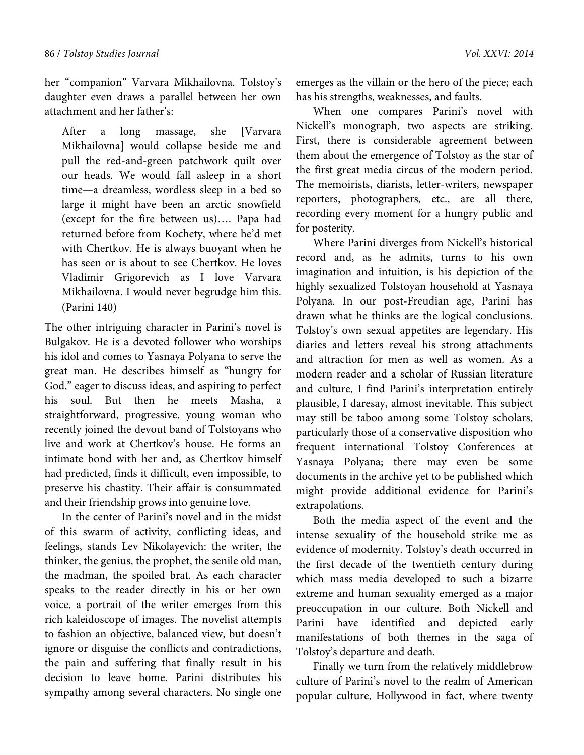her "companion" Varvara Mikhailovna. Tolstoy's daughter even draws a parallel between her own attachment and her father's:

> After a long massage, she [Varvara Mikhailovna] would collapse beside me and pull the red-and-green patchwork quilt over our heads. We would fall asleep in a short time—a dreamless, wordless sleep in a bed so large it might have been an arctic snowfield (except for the fire between us)…. Papa had returned before from Kochety, where he'd met with Chertkov. He is always buoyant when he has seen or is about to see Chertkov. He loves Vladimir Grigorevich as I love Varvara Mikhailovna. I would never begrudge him this. (Parini 140)

The other intriguing character in Parini's novel is Bulgakov. He is a devoted follower who worships his idol and comes to Yasnaya Polyana to serve the great man. He describes himself as "hungry for God," eager to discuss ideas, and aspiring to perfect his soul. But then he meets Masha, a straightforward, progressive, young woman who recently joined the devout band of Tolstoyans who live and work at Chertkov's house. He forms an intimate bond with her and, as Chertkov himself had predicted, finds it difficult, even impossible, to preserve his chastity. Their affair is consummated and their friendship grows into genuine love.

In the center of Parini's novel and in the midst of this swarm of activity, conflicting ideas, and feelings, stands Lev Nikolayevich: the writer, the thinker, the genius, the prophet, the senile old man, the madman, the spoiled brat. As each character speaks to the reader directly in his or her own voice, a portrait of the writer emerges from this rich kaleidoscope of images. The novelist attempts to fashion an objective, balanced view, but doesn't ignore or disguise the conflicts and contradictions, the pain and suffering that finally result in his decision to leave home. Parini distributes his sympathy among several characters. No single one emerges as the villain or the hero of the piece; each has his strengths, weaknesses, and faults.

When one compares Parini's novel with Nickell's monograph, two aspects are striking. First, there is considerable agreement between them about the emergence of Tolstoy as the star of the first great media circus of the modern period. The memoirists, diarists, letter-writers, newspaper reporters, photographers, etc., are all there, recording every moment for a hungry public and for posterity.

Where Parini diverges from Nickell's historical record and, as he admits, turns to his own imagination and intuition, is his depiction of the highly sexualized Tolstoyan household at Yasnaya Polyana. In our post-Freudian age, Parini has drawn what he thinks are the logical conclusions. Tolstoy's own sexual appetites are legendary. His diaries and letters reveal his strong attachments and attraction for men as well as women. As a modern reader and a scholar of Russian literature and culture, I find Parini's interpretation entirely plausible, I daresay, almost inevitable. This subject may still be taboo among some Tolstoy scholars, particularly those of a conservative disposition who frequent international Tolstoy Conferences at Yasnaya Polyana; there may even be some documents in the archive yet to be published which might provide additional evidence for Parini's extrapolations.

Both the media aspect of the event and the intense sexuality of the household strike me as evidence of modernity. Tolstoy's death occurred in the first decade of the twentieth century during which mass media developed to such a bizarre extreme and human sexuality emerged as a major preoccupation in our culture. Both Nickell and Parini have identified and depicted early manifestations of both themes in the saga of Tolstoy's departure and death.

Finally we turn from the relatively middlebrow culture of Parini's novel to the realm of American popular culture, Hollywood in fact, where twenty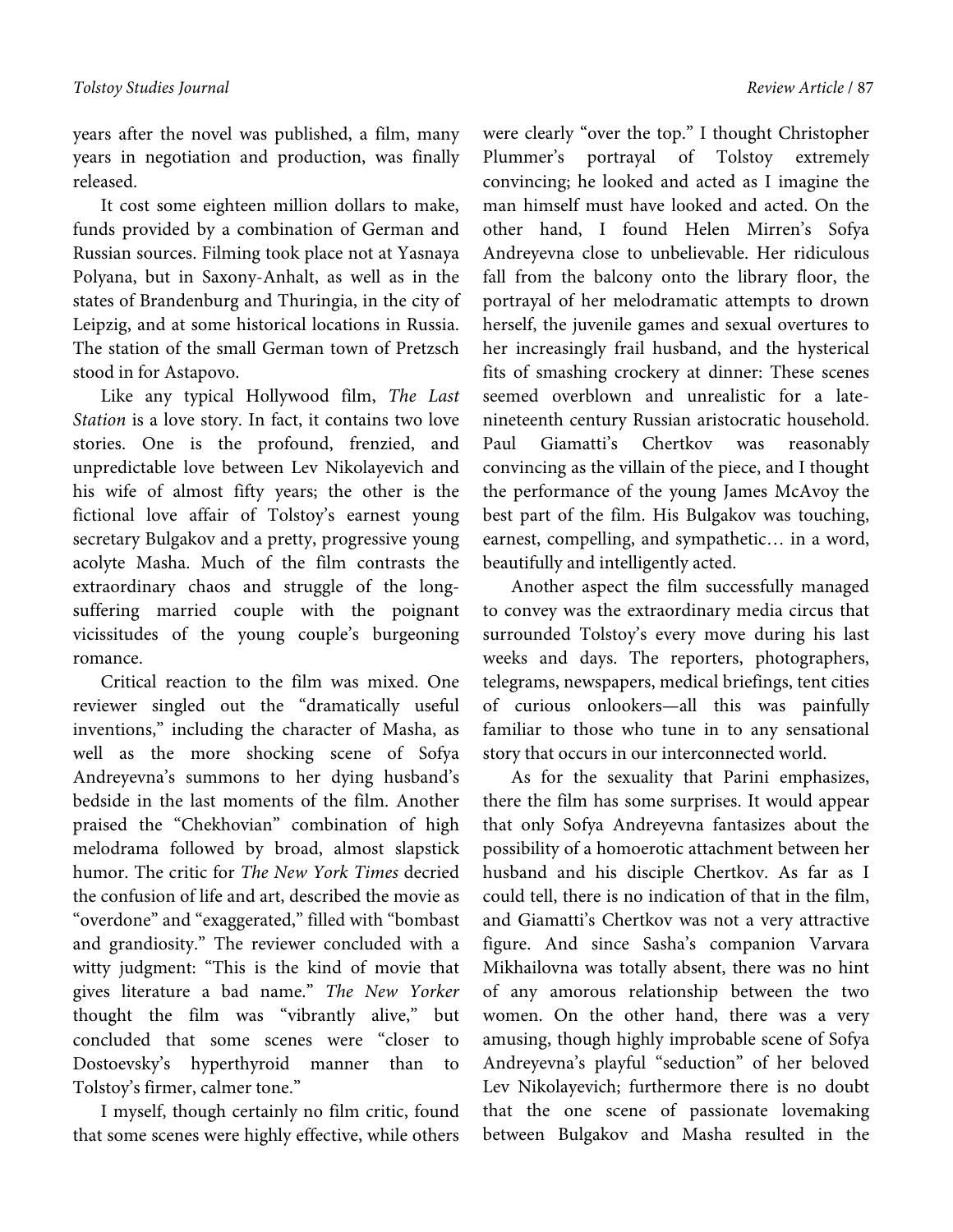years after the novel was published, a film, many years in negotiation and production, was finally released.

It cost some eighteen million dollars to make, funds provided by a combination of German and Russian sources. Filming took place not at Yasnaya Polyana, but in Saxony-Anhalt, as well as in the states of Brandenburg and Thuringia, in the city of Leipzig, and at some historical locations in Russia. The station of the small German town of Pretzsch stood in for Astapovo.

Like any typical Hollywood film, *The Last Station* is a love story. In fact, it contains two love stories. One is the profound, frenzied, and unpredictable love between Lev Nikolayevich and his wife of almost fifty years; the other is the fictional love affair of Tolstoy's earnest young secretary Bulgakov and a pretty, progressive young acolyte Masha. Much of the film contrasts the extraordinary chaos and struggle of the long-suffering married couple with the poignant vicissitudes of the young couple's burgeoning romance.

Critical reaction to the film was mixed. One reviewer singled out the "dramatically useful inventions," including the character of Masha, as well as the more shocking scene of Sofya Andreyevna's summons to her dying husband's bedside in the last moments of the film. Another praised the "Chekhovian" combination of high melodrama followed by broad, almost slapstick humor. The critic for *The New York Times* decried the confusion of life and art, described the movie as "overdone" and "exaggerated," filled with "bombast and grandiosity." The reviewer concluded with a witty judgment: "This is the kind of movie that gives literature a bad name." *The New Yorker* thought the film was "vibrantly alive," but concluded that some scenes were "closer to Dostoevsky's hyperthyroid manner than to Tolstoy's firmer, calmer tone."

I myself, though certainly no film critic, found that some scenes were highly effective, while others were clearly "over the top." I thought Christopher Plummer's portrayal of Tolstoy extremely convincing; he looked and acted as I imagine the man himself must have looked and acted. On the other hand, I found Helen Mirren's Sofya Andreyevna close to unbelievable. Her ridiculous fall from the balcony onto the library floor, the portrayal of her melodramatic attempts to drown herself, the juvenile games and sexual overtures to her increasingly frail husband, and the hysterical fits of smashing crockery at dinner: These scenes seemed overblown and unrealistic for a late-nineteenth century Russian aristocratic household. Paul Giamatti's Chertkov was reasonably convincing as the villain of the piece, and I thought the performance of the young James McAvoy the best part of the film. His Bulgakov was touching, earnest, compelling, and sympathetic… in a word, beautifully and intelligently acted.

Another aspect the film successfully managed to convey was the extraordinary media circus that surrounded Tolstoy's every move during his last weeks and days. The reporters, photographers, telegrams, newspapers, medical briefings, tent cities of curious onlookers—all this was painfully familiar to those who tune in to any sensational story that occurs in our interconnected world.

As for the sexuality that Parini emphasizes, there the film has some surprises. It would appear that only Sofya Andreyevna fantasizes about the possibility of a homoerotic attachment between her husband and his disciple Chertkov. As far as I could tell, there is no indication of that in the film, and Giamatti's Chertkov was not a very attractive figure. And since Sasha's companion Varvara Mikhailovna was totally absent, there was no hint of any amorous relationship between the two women. On the other hand, there was a very amusing, though highly improbable scene of Sofya Andreyevna's playful "seduction" of her beloved Lev Nikolayevich; furthermore there is no doubt that the one scene of passionate lovemaking between Bulgakov and Masha resulted in the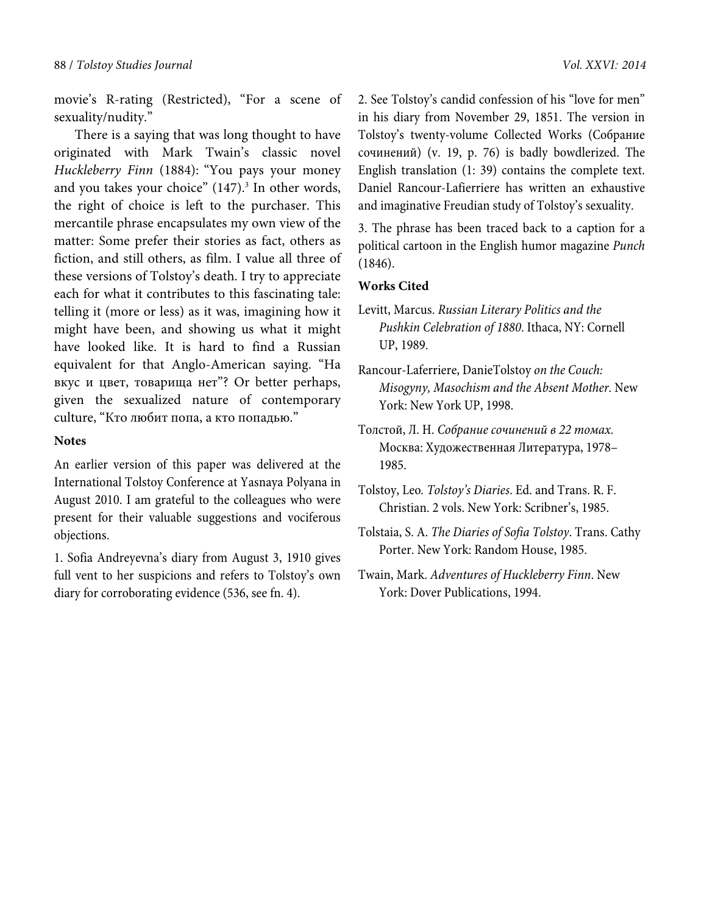movie's R-rating (Restricted), "For a scene of sexuality/nudity."

There is a saying that was long thought to have originated with Mark Twain's classic novel *Huckleberry Finn* (1884): "You pays your money and you takes your choice" (147).[3] In other words, the right of choice is left to the purchaser. This mercantile phrase encapsulates my own view of the matter: Some prefer their stories as fact, others as fiction, and still others, as film. I value all three of these versions of Tolstoy's death. I try to appreciate each for what it contributes to this fascinating tale: telling it (more or less) as it was, imagining how it might have been, and showing us what it might have looked like. It is hard to find a Russian equivalent for that Anglo-American saying. "На вкус и цвет, товарища нет"? Or better perhaps, given the sexualized nature of contemporary culture, "Кто любит попа, а кто попадью."

**Notes**

An earlier version of this paper was delivered at the International Tolstoy Conference at Yasnaya Polyana in August 2010. I am grateful to the colleagues who were present for their valuable suggestions and vociferous objections.

1. Sofia Andreyevna's diary from August 3, 1910 gives full vent to her suspicions and refers to Tolstoy's own diary for corroborating evidence (536, see fn. 4).

2. See Tolstoy's candid confession of his "love for men" in his diary from November 29, 1851. The version in Tolstoy's twenty-volume Collected Works (Собрание сочинений) (v. 19, p. 76) is badly bowdlerized. The English translation (1: 39) contains the complete text. Daniel Rancour-Lafierriere has written an exhaustive and imaginative Freudian study of Tolstoy's sexuality.

3. The phrase has been traced back to a caption for a political cartoon in the English humor magazine *Punch* (1846).

**Works Cited**

Levitt, Marcus. *Russian Literary Politics and the Pushkin Celebration of 1880*. Ithaca, NY: Cornell UP, 1989.

Rancour-Laferriere, DanieTolstoy *on the Couch: Misogyny, Masochism and the Absent Mother*. New York: New York UP, 1998.

Толстой, Л. Н. *Собрание сочинений в 22 томах.* Москва: Художественная Литература, 1978–1985.

Tolstoy, Leo*. Tolstoy's Diaries*. Ed. and Trans. R. F. Christian. 2 vols. New York: Scribner's, 1985.

Tolstaia, S. A. *The Diaries of Sofia Tolstoy*. Trans. Cathy Porter. New York: Random House, 1985.

Twain, Mark. *Adventures of Huckleberry Finn*. New York: Dover Publications, 1994.